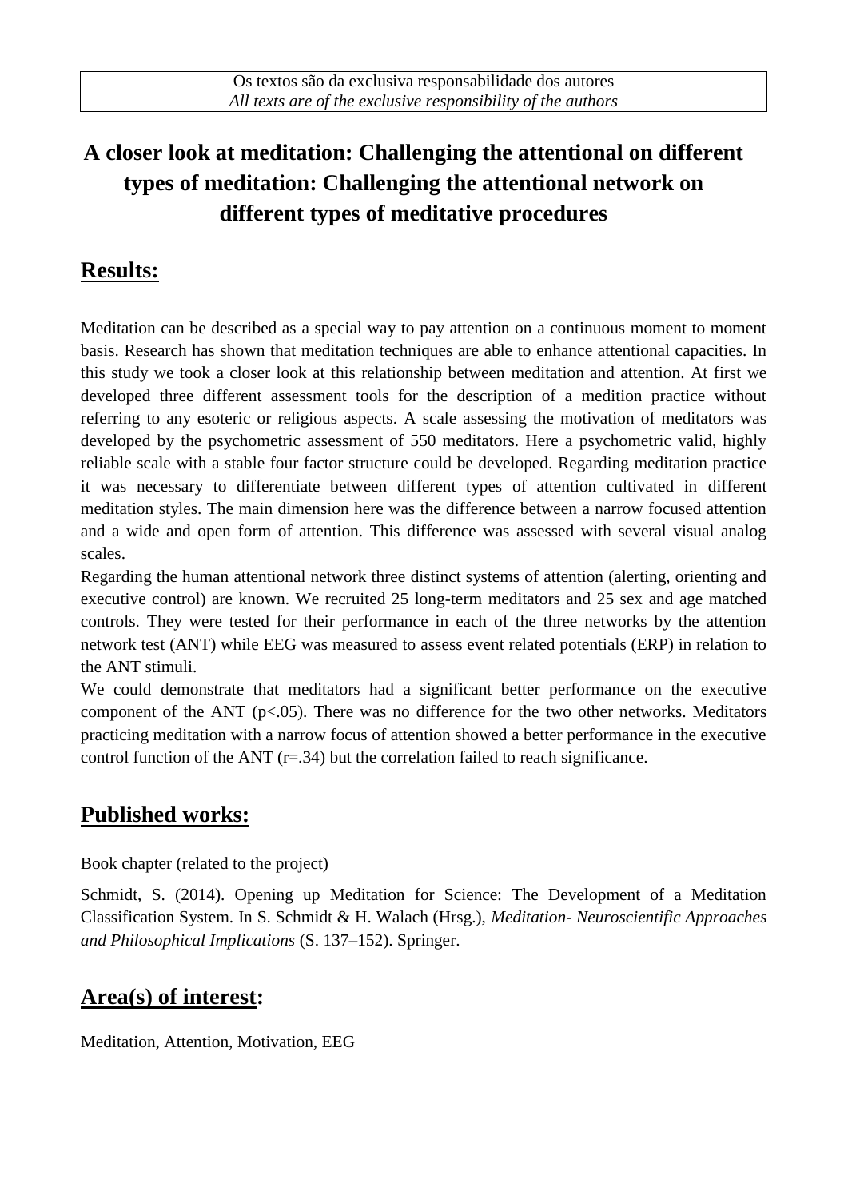Os textos são da exclusiva responsabilidade dos autores
*All texts are of the exclusive responsibility of the authors*

# A closer look at meditation: Challenging the attentional on different types of meditation: Challenging the attentional network on different types of meditative procedures

## Results:

Meditation can be described as a special way to pay attention on a continuous moment to moment basis. Research has shown that meditation techniques are able to enhance attentional capacities. In this study we took a closer look at this relationship between meditation and attention. At first we developed three different assessment tools for the description of a medition practice without referring to any esoteric or religious aspects. A scale assessing the motivation of meditators was developed by the psychometric assessment of 550 meditators. Here a psychometric valid, highly reliable scale with a stable four factor structure could be developed. Regarding meditation practice it was necessary to differentiate between different types of attention cultivated in different meditation styles. The main dimension here was the difference between a narrow focused attention and a wide and open form of attention. This difference was assessed with several visual analog scales.

Regarding the human attentional network three distinct systems of attention (alerting, orienting and executive control) are known. We recruited 25 long-term meditators and 25 sex and age matched controls. They were tested for their performance in each of the three networks by the attention network test (ANT) while EEG was measured to assess event related potentials (ERP) in relation to the ANT stimuli.

We could demonstrate that meditators had a significant better performance on the executive component of the ANT ($p<.05$). There was no difference for the two other networks. Meditators practicing meditation with a narrow focus of attention showed a better performance in the executive control function of the ANT ($r=.34$) but the correlation failed to reach significance.

## Published works:

Book chapter (related to the project)

Schmidt, S. (2014). Opening up Meditation for Science: The Development of a Meditation Classification System. In S. Schmidt & H. Walach (Hrsg.), *Meditation- Neuroscientific Approaches and Philosophical Implications* (S. 137–152). Springer.

## Area(s) of interest:

Meditation, Attention, Motivation, EEG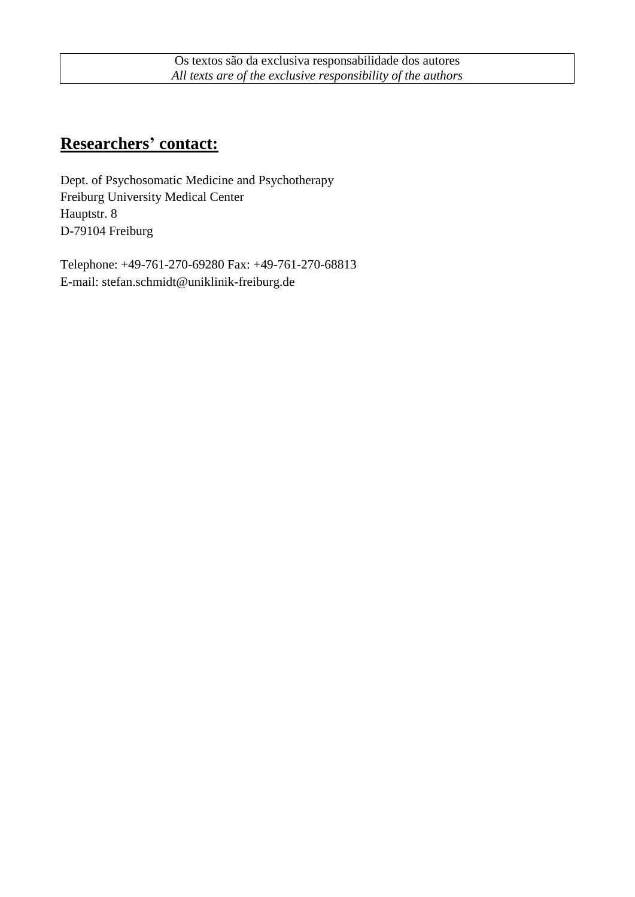Os textos são da exclusiva responsabilidade dos autores
*All texts are of the exclusive responsibility of the authors*

## Researchers' contact:

Dept. of Psychosomatic Medicine and Psychotherapy
Freiburg University Medical Center
Hauptstr. 8
D-79104 Freiburg

Telephone: +49-761-270-69280 Fax: +49-761-270-68813
E-mail: stefan.schmidt@uniklinik-freiburg.de